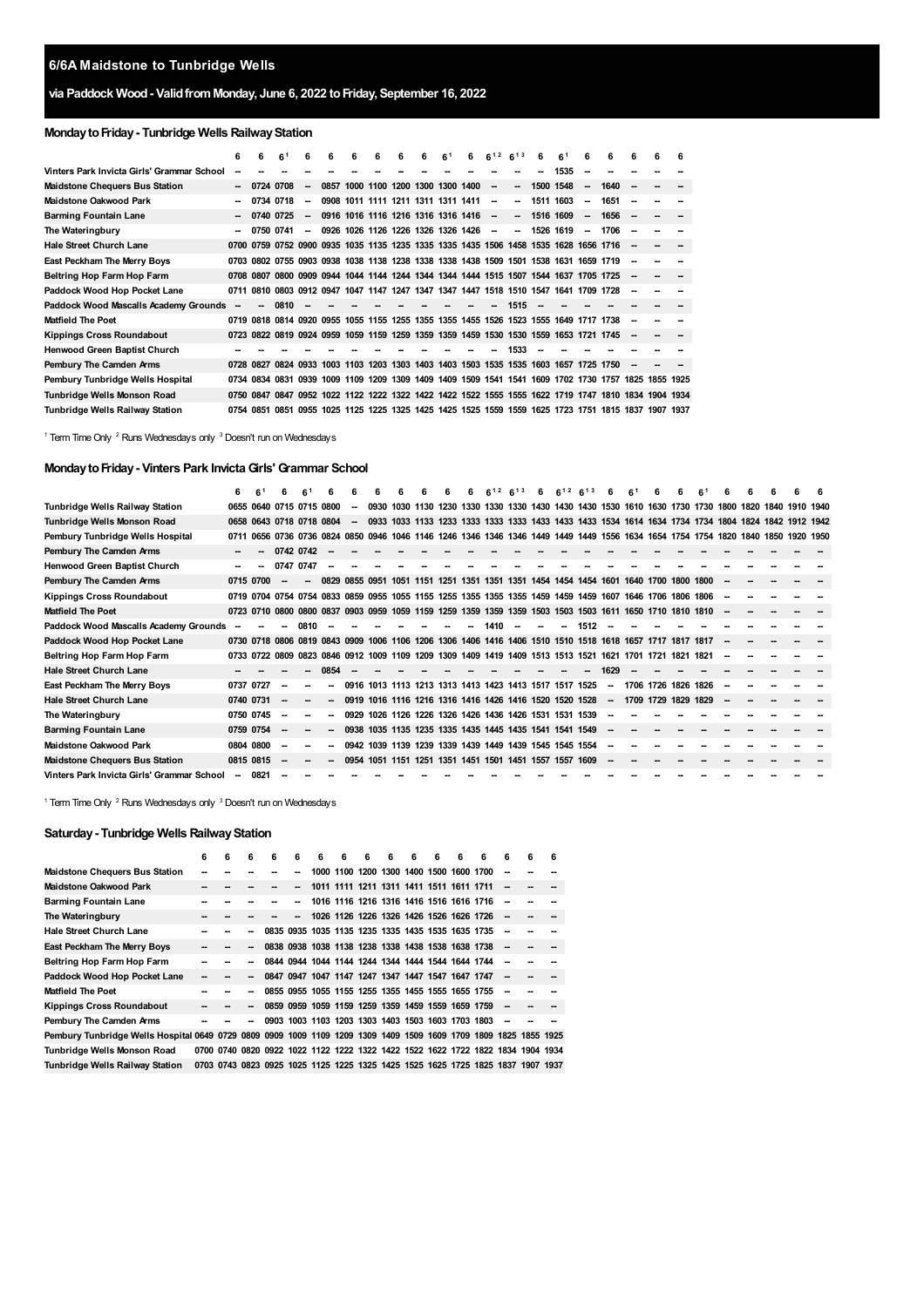# 6/6A Maidstone to Tunbridge Wells

## via Paddock Wood - Valid from Monday, June 6, 2022 to Friday, September 16, 2022

### Monday to Friday - Tunbridge Wells Railway Station

| | 6 | 6 | 6[1] | 6 | 6 | 6 | 6 | 6 | 6 | 6[1] | 6 | 6[1,2] | 6[1,3] | 6 | 6[1] | 6 | 6 | 6 | 6 | 6 |
|---|---|---|---|---|---|---|---|---|---|---|---|---|---|---|---|---|---|---|---|---|
| Vinters Park Invicta Girls' Grammar School | -- | -- | -- | -- | -- | -- | -- | -- | -- | -- | -- | -- | -- | -- | 1535 | -- | -- | -- | -- | -- |
| Maidstone Chequers Bus Station | -- | 0724 | 0708 | -- | 0857 | 1000 | 1100 | 1200 | 1300 | 1300 | 1400 | -- | -- | 1500 | 1548 | -- | 1640 | -- | -- | -- |
| Maidstone Oakwood Park | -- | 0734 | 0718 | -- | 0908 | 1011 | 1111 | 1211 | 1311 | 1311 | 1411 | -- | -- | 1511 | 1603 | -- | 1651 | -- | -- | -- |
| Barming Fountain Lane | -- | 0740 | 0725 | -- | 0916 | 1016 | 1116 | 1216 | 1316 | 1316 | 1416 | -- | -- | 1516 | 1609 | -- | 1656 | -- | -- | -- |
| The Wateringbury | -- | 0750 | 0741 | -- | 0926 | 1026 | 1126 | 1226 | 1326 | 1326 | 1426 | -- | -- | 1526 | 1619 | -- | 1706 | -- | -- | -- |
| Hale Street Church Lane | 0700 | 0759 | 0752 | 0900 | 0935 | 1035 | 1135 | 1235 | 1335 | 1335 | 1435 | 1506 | 1458 | 1535 | 1628 | 1656 | 1716 | -- | -- | -- |
| East Peckham The Merry Boys | 0703 | 0802 | 0755 | 0903 | 0938 | 1038 | 1138 | 1238 | 1338 | 1338 | 1438 | 1509 | 1501 | 1538 | 1631 | 1659 | 1719 | -- | -- | -- |
| Beltring Hop Farm Hop Farm | 0708 | 0807 | 0800 | 0909 | 0944 | 1044 | 1144 | 1244 | 1344 | 1344 | 1444 | 1515 | 1507 | 1544 | 1637 | 1705 | 1725 | -- | -- | -- |
| Paddock Wood Hop Pocket Lane | 0711 | 0810 | 0803 | 0912 | 0947 | 1047 | 1147 | 1247 | 1347 | 1347 | 1447 | 1518 | 1510 | 1547 | 1641 | 1709 | 1728 | -- | -- | -- |
| Paddock Wood Mascalls Academy Grounds | -- | -- | 0810 | -- | -- | -- | -- | -- | -- | -- | -- | -- | 1515 | -- | -- | -- | -- | -- | -- | -- |
| Matfield The Poet | 0719 | 0818 | 0814 | 0920 | 0955 | 1055 | 1155 | 1255 | 1355 | 1355 | 1455 | 1526 | 1523 | 1555 | 1649 | 1717 | 1738 | -- | -- | -- |
| Kippings Cross Roundabout | 0723 | 0822 | 0819 | 0924 | 0959 | 1059 | 1159 | 1259 | 1359 | 1359 | 1459 | 1530 | 1530 | 1559 | 1653 | 1721 | 1745 | -- | -- | -- |
| Henwood Green Baptist Church | -- | -- | -- | -- | -- | -- | -- | -- | -- | -- | -- | -- | 1533 | -- | -- | -- | -- | -- | -- | -- |
| Pembury The Camden Arms | 0728 | 0827 | 0824 | 0933 | 1003 | 1103 | 1203 | 1303 | 1403 | 1403 | 1503 | 1535 | 1535 | 1603 | 1657 | 1725 | 1750 | -- | -- | -- |
| Pembury Tunbridge Wells Hospital | 0734 | 0834 | 0831 | 0939 | 1009 | 1109 | 1209 | 1309 | 1409 | 1409 | 1509 | 1541 | 1541 | 1609 | 1702 | 1730 | 1757 | 1825 | 1855 | 1925 |
| Tunbridge Wells Monson Road | 0750 | 0847 | 0847 | 0952 | 1022 | 1122 | 1222 | 1322 | 1422 | 1422 | 1522 | 1555 | 1555 | 1622 | 1719 | 1747 | 1810 | 1834 | 1904 | 1934 |
| Tunbridge Wells Railway Station | 0754 | 0851 | 0851 | 0955 | 1025 | 1125 | 1225 | 1325 | 1425 | 1425 | 1525 | 1559 | 1559 | 1625 | 1723 | 1751 | 1815 | 1837 | 1907 | 1937 |

[1] Term Time Only [2] Runs Wednesdays only [3] Doesn't run on Wednesdays

### Monday to Friday - Vinters Park Invicta Girls' Grammar School

| | 6 | 6[1] | 6 | 6[1] | 6 | 6 | 6 | 6 | 6 | 6 | 6 | 6[1,2] | 6[1,3] | 6 | 6[1,2] | 6[1,3] | 6 | 6[1] | 6 | 6 | 6[1] | 6 | 6 | 6 | 6 | 6 |
|---|---|---|---|---|---|---|---|---|---|---|---|---|---|---|---|---|---|---|---|---|---|---|---|---|---|---|
| Tunbridge Wells Railway Station | 0655 | 0640 | 0715 | 0715 | 0800 | -- | 0930 | 1030 | 1130 | 1230 | 1330 | 1330 | 1330 | 1430 | 1430 | 1430 | 1530 | 1610 | 1630 | 1730 | 1730 | 1800 | 1820 | 1840 | 1910 | 1940 |
| Tunbridge Wells Monson Road | 0658 | 0643 | 0718 | 0718 | 0804 | -- | 0933 | 1033 | 1133 | 1233 | 1333 | 1333 | 1333 | 1433 | 1433 | 1433 | 1534 | 1614 | 1634 | 1734 | 1734 | 1804 | 1824 | 1842 | 1912 | 1942 |
| Pembury Tunbridge Wells Hospital | 0711 | 0656 | 0736 | 0736 | 0824 | 0850 | 0946 | 1046 | 1146 | 1246 | 1346 | 1346 | 1346 | 1449 | 1449 | 1449 | 1556 | 1634 | 1654 | 1754 | 1754 | 1820 | 1840 | 1850 | 1920 | 1950 |
| Pembury The Camden Arms | -- | -- | 0742 | 0742 | -- | -- | -- | -- | -- | -- | -- | -- | -- | -- | -- | -- | -- | -- | -- | -- | -- | -- | -- | -- | -- | -- |
| Henwood Green Baptist Church | -- | -- | 0747 | 0747 | -- | -- | -- | -- | -- | -- | -- | -- | -- | -- | -- | -- | -- | -- | -- | -- | -- | -- | -- | -- | -- | -- |
| Pembury The Camden Arms | 0715 | 0700 | -- | -- | 0829 | 0855 | 0951 | 1051 | 1151 | 1251 | 1351 | 1351 | 1351 | 1454 | 1454 | 1454 | 1601 | 1640 | 1700 | 1800 | 1800 | -- | -- | -- | -- | -- |
| Kippings Cross Roundabout | 0719 | 0704 | 0754 | 0754 | 0833 | 0859 | 0955 | 1055 | 1155 | 1255 | 1355 | 1355 | 1355 | 1459 | 1459 | 1459 | 1607 | 1646 | 1706 | 1806 | 1806 | -- | -- | -- | -- | -- |
| Matfield The Poet | 0723 | 0710 | 0800 | 0800 | 0837 | 0903 | 0959 | 1059 | 1159 | 1259 | 1359 | 1359 | 1359 | 1503 | 1503 | 1503 | 1611 | 1650 | 1710 | 1810 | 1810 | -- | -- | -- | -- | -- |
| Paddock Wood Mascalls Academy Grounds | -- | -- | -- | 0810 | -- | -- | -- | -- | -- | -- | -- | 1410 | -- | -- | -- | 1512 | -- | -- | -- | -- | -- | -- | -- | -- | -- | -- |
| Paddock Wood Hop Pocket Lane | 0730 | 0718 | 0806 | 0819 | 0843 | 0909 | 1006 | 1106 | 1206 | 1306 | 1406 | 1416 | 1406 | 1510 | 1510 | 1518 | 1618 | 1657 | 1717 | 1817 | 1817 | -- | -- | -- | -- | -- |
| Beltring Hop Farm Hop Farm | 0733 | 0722 | 0809 | 0823 | 0846 | 0912 | 1009 | 1109 | 1209 | 1309 | 1409 | 1419 | 1409 | 1513 | 1513 | 1521 | 1621 | 1701 | 1721 | 1821 | 1821 | -- | -- | -- | -- | -- |
| Hale Street Church Lane | -- | -- | -- | -- | 0854 | -- | -- | -- | -- | -- | -- | -- | -- | -- | -- | -- | 1629 | -- | -- | -- | -- | -- | -- | -- | -- | -- |
| East Peckham The Merry Boys | 0737 | 0727 | -- | -- | -- | 0916 | 1013 | 1113 | 1213 | 1313 | 1413 | 1423 | 1413 | 1517 | 1517 | 1525 | -- | 1706 | 1726 | 1826 | 1826 | -- | -- | -- | -- | -- |
| Hale Street Church Lane | 0740 | 0731 | -- | -- | -- | 0919 | 1016 | 1116 | 1216 | 1316 | 1416 | 1426 | 1416 | 1520 | 1520 | 1528 | -- | 1709 | 1729 | 1829 | 1829 | -- | -- | -- | -- | -- |
| The Wateringbury | 0750 | 0745 | -- | -- | -- | 0929 | 1026 | 1126 | 1226 | 1326 | 1426 | 1436 | 1426 | 1531 | 1531 | 1539 | -- | -- | -- | -- | -- | -- | -- | -- | -- | -- |
| Barming Fountain Lane | 0759 | 0754 | -- | -- | -- | 0938 | 1035 | 1135 | 1235 | 1335 | 1435 | 1445 | 1435 | 1541 | 1541 | 1549 | -- | -- | -- | -- | -- | -- | -- | -- | -- | -- |
| Maidstone Oakwood Park | 0804 | 0800 | -- | -- | -- | 0942 | 1039 | 1139 | 1239 | 1339 | 1439 | 1449 | 1439 | 1545 | 1545 | 1554 | -- | -- | -- | -- | -- | -- | -- | -- | -- | -- |
| Maidstone Chequers Bus Station | 0815 | 0815 | -- | -- | -- | 0954 | 1051 | 1151 | 1251 | 1351 | 1451 | 1501 | 1451 | 1557 | 1557 | 1609 | -- | -- | -- | -- | -- | -- | -- | -- | -- | -- |
| Vinters Park Invicta Girls' Grammar School | -- | 0821 | -- | -- | -- | -- | -- | -- | -- | -- | -- | -- | -- | -- | -- | -- | -- | -- | -- | -- | -- | -- | -- | -- | -- | -- |

[1] Term Time Only [2] Runs Wednesdays only [3] Doesn't run on Wednesdays

### Saturday - Tunbridge Wells Railway Station

| | 6 | 6 | 6 | 6 | 6 | 6 | 6 | 6 | 6 | 6 | 6 | 6 | 6 | 6 | 6 | 6 |
|---|---|---|---|---|---|---|---|---|---|---|---|---|---|---|---|---|
| Maidstone Chequers Bus Station | -- | -- | -- | -- | -- | 1000 | 1100 | 1200 | 1300 | 1400 | 1500 | 1600 | 1700 | -- | -- | -- |
| Maidstone Oakwood Park | -- | -- | -- | -- | -- | 1011 | 1111 | 1211 | 1311 | 1411 | 1511 | 1611 | 1711 | -- | -- | -- |
| Barming Fountain Lane | -- | -- | -- | -- | -- | 1016 | 1116 | 1216 | 1316 | 1416 | 1516 | 1616 | 1716 | -- | -- | -- |
| The Wateringbury | -- | -- | -- | -- | -- | 1026 | 1126 | 1226 | 1326 | 1426 | 1526 | 1626 | 1726 | -- | -- | -- |
| Hale Street Church Lane | -- | -- | -- | 0835 | 0935 | 1035 | 1135 | 1235 | 1335 | 1435 | 1535 | 1635 | 1735 | -- | -- | -- |
| East Peckham The Merry Boys | -- | -- | -- | 0838 | 0938 | 1038 | 1138 | 1238 | 1338 | 1438 | 1538 | 1638 | 1738 | -- | -- | -- |
| Beltring Hop Farm Hop Farm | -- | -- | -- | 0844 | 0944 | 1044 | 1144 | 1244 | 1344 | 1444 | 1544 | 1644 | 1744 | -- | -- | -- |
| Paddock Wood Hop Pocket Lane | -- | -- | -- | 0847 | 0947 | 1047 | 1147 | 1247 | 1347 | 1447 | 1547 | 1647 | 1747 | -- | -- | -- |
| Matfield The Poet | -- | -- | -- | 0855 | 0955 | 1055 | 1155 | 1255 | 1355 | 1455 | 1555 | 1655 | 1755 | -- | -- | -- |
| Kippings Cross Roundabout | -- | -- | -- | 0859 | 0959 | 1059 | 1159 | 1259 | 1359 | 1459 | 1559 | 1659 | 1759 | -- | -- | -- |
| Pembury The Camden Arms | -- | -- | -- | 0903 | 1003 | 1103 | 1203 | 1303 | 1403 | 1503 | 1603 | 1703 | 1803 | -- | -- | -- |
| Pembury Tunbridge Wells Hospital | 0649 | 0729 | 0809 | 0909 | 1009 | 1109 | 1209 | 1309 | 1409 | 1509 | 1609 | 1709 | 1809 | 1825 | 1855 | 1925 |
| Tunbridge Wells Monson Road | 0700 | 0740 | 0820 | 0922 | 1022 | 1122 | 1222 | 1322 | 1422 | 1522 | 1622 | 1722 | 1822 | 1834 | 1904 | 1934 |
| Tunbridge Wells Railway Station | 0703 | 0743 | 0823 | 0925 | 1025 | 1125 | 1225 | 1325 | 1425 | 1525 | 1625 | 1725 | 1825 | 1837 | 1907 | 1937 |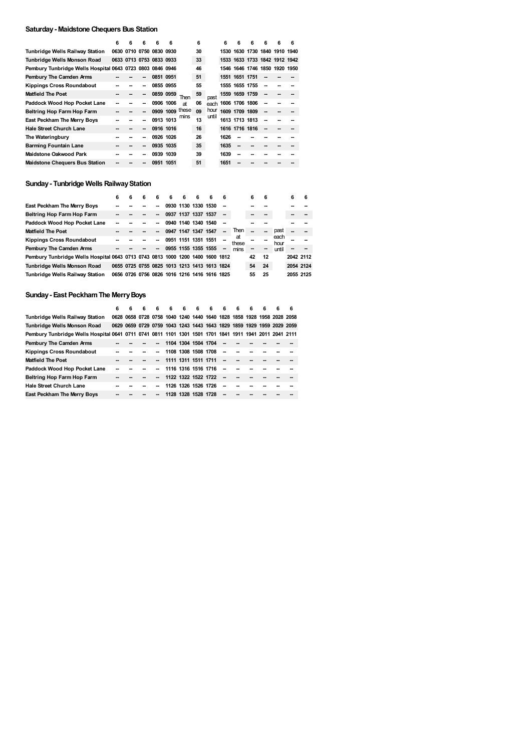## Saturday - Maidstone Chequers Bus Station

| | 6 | 6 | 6 | 6 | 6 | | 6 | | 6 | 6 | 6 | 6 | 6 | 6 |
|---|---|---|---|---|---|---|---|---|---|---|---|---|---|---|
| Tunbridge Wells Railway Station | 0630 | 0710 | 0750 | 0830 | 0930 | | 30 | | 1530 | 1630 | 1730 | 1840 | 1910 | 1940 |
| Tunbridge Wells Monson Road | 0633 | 0713 | 0753 | 0833 | 0933 | | 33 | | 1533 | 1633 | 1733 | 1842 | 1912 | 1942 |
| Pembury Tunbridge Wells Hospital | 0643 | 0723 | 0803 | 0846 | 0946 | | 46 | | 1546 | 1646 | 1746 | 1850 | 1920 | 1950 |
| Pembury The Camden Arms | -- | -- | -- | 0851 | 0951 | | 51 | | 1551 | 1651 | 1751 | -- | -- | -- |
| Kippings Cross Roundabout | -- | -- | -- | 0855 | 0955 | | 55 | | 1555 | 1655 | 1755 | -- | -- | -- |
| Matfield The Poet | -- | -- | -- | 0859 | 0959 | Then | 59 | past | 1559 | 1659 | 1759 | -- | -- | -- |
| Paddock Wood Hop Pocket Lane | -- | -- | -- | 0906 | 1006 | at | 06 | each | 1606 | 1706 | 1806 | -- | -- | -- |
| Beltring Hop Farm Hop Farm | -- | -- | -- | 0909 | 1009 | these | 09 | hour | 1609 | 1709 | 1809 | -- | -- | -- |
| East Peckham The Merry Boys | -- | -- | -- | 0913 | 1013 | mins | 13 | until | 1613 | 1713 | 1813 | -- | -- | -- |
| Hale Street Church Lane | -- | -- | -- | 0916 | 1016 | | 16 | | 1616 | 1716 | 1816 | -- | -- | -- |
| The Wateringbury | -- | -- | -- | 0926 | 1026 | | 26 | | 1626 | -- | -- | -- | -- | -- |
| Barming Fountain Lane | -- | -- | -- | 0935 | 1035 | | 35 | | 1635 | -- | -- | -- | -- | -- |
| Maidstone Oakwood Park | -- | -- | -- | 0939 | 1039 | | 39 | | 1639 | -- | -- | -- | -- | -- |
| Maidstone Chequers Bus Station | -- | -- | -- | 0951 | 1051 | | 51 | | 1651 | -- | -- | -- | -- | -- |

## Sunday - Tunbridge Wells Railway Station

| | 6 | 6 | 6 | 6 | 6 | 6 | 6 | 6 | 6 | | 6 | 6 | | 6 | 6 |
|---|---|---|---|---|---|---|---|---|---|---|---|---|---|---|---|
| East Peckham The Merry Boys | -- | -- | -- | -- | 0930 | 1130 | 1330 | 1530 | -- | | -- | -- | | -- | -- |
| Beltring Hop Farm Hop Farm | -- | -- | -- | -- | 0937 | 1137 | 1337 | 1537 | -- | | -- | -- | | -- | -- |
| Paddock Wood Hop Pocket Lane | -- | -- | -- | -- | 0940 | 1140 | 1340 | 1540 | -- | | -- | -- | | -- | -- |
| Matfield The Poet | -- | -- | -- | -- | 0947 | 1147 | 1347 | 1547 | -- | Then | -- | -- | past | -- | -- |
| Kippings Cross Roundabout | -- | -- | -- | -- | 0951 | 1151 | 1351 | 1551 | -- | at these | -- | -- | each hour | -- | -- |
| Pembury The Camden Arms | -- | -- | -- | -- | 0955 | 1155 | 1355 | 1555 | -- | mins | -- | -- | until | -- | -- |
| Pembury Tunbridge Wells Hospital | 0643 | 0713 | 0743 | 0813 | 1000 | 1200 | 1400 | 1600 | 1812 | | 42 | 12 | | 2042 | 2112 |
| Tunbridge Wells Monson Road | 0655 | 0725 | 0755 | 0825 | 1013 | 1213 | 1413 | 1613 | 1824 | | 54 | 24 | | 2054 | 2124 |
| Tunbridge Wells Railway Station | 0656 | 0726 | 0756 | 0826 | 1016 | 1216 | 1416 | 1616 | 1825 | | 55 | 25 | | 2055 | 2125 |

## Sunday - East Peckham The Merry Boys

| | 6 | 6 | 6 | 6 | 6 | 6 | 6 | 6 | 6 | 6 | 6 | 6 | 6 | 6 |
|---|---|---|---|---|---|---|---|---|---|---|---|---|---|---|
| Tunbridge Wells Railway Station | 0628 | 0658 | 0728 | 0758 | 1040 | 1240 | 1440 | 1640 | 1828 | 1858 | 1928 | 1958 | 2028 | 2058 |
| Tunbridge Wells Monson Road | 0629 | 0659 | 0729 | 0759 | 1043 | 1243 | 1443 | 1643 | 1829 | 1859 | 1929 | 1959 | 2029 | 2059 |
| Pembury Tunbridge Wells Hospital | 0641 | 0711 | 0741 | 0811 | 1101 | 1301 | 1501 | 1701 | 1841 | 1911 | 1941 | 2011 | 2041 | 2111 |
| Pembury The Camden Arms | -- | -- | -- | -- | 1104 | 1304 | 1504 | 1704 | -- | -- | -- | -- | -- | -- |
| Kippings Cross Roundabout | -- | -- | -- | -- | 1108 | 1308 | 1508 | 1708 | -- | -- | -- | -- | -- | -- |
| Matfield The Poet | -- | -- | -- | -- | 1111 | 1311 | 1511 | 1711 | -- | -- | -- | -- | -- | -- |
| Paddock Wood Hop Pocket Lane | -- | -- | -- | -- | 1116 | 1316 | 1516 | 1716 | -- | -- | -- | -- | -- | -- |
| Beltring Hop Farm Hop Farm | -- | -- | -- | -- | 1122 | 1322 | 1522 | 1722 | -- | -- | -- | -- | -- | -- |
| Hale Street Church Lane | -- | -- | -- | -- | 1126 | 1326 | 1526 | 1726 | -- | -- | -- | -- | -- | -- |
| East Peckham The Merry Boys | -- | -- | -- | -- | 1128 | 1328 | 1528 | 1728 | -- | -- | -- | -- | -- | -- |